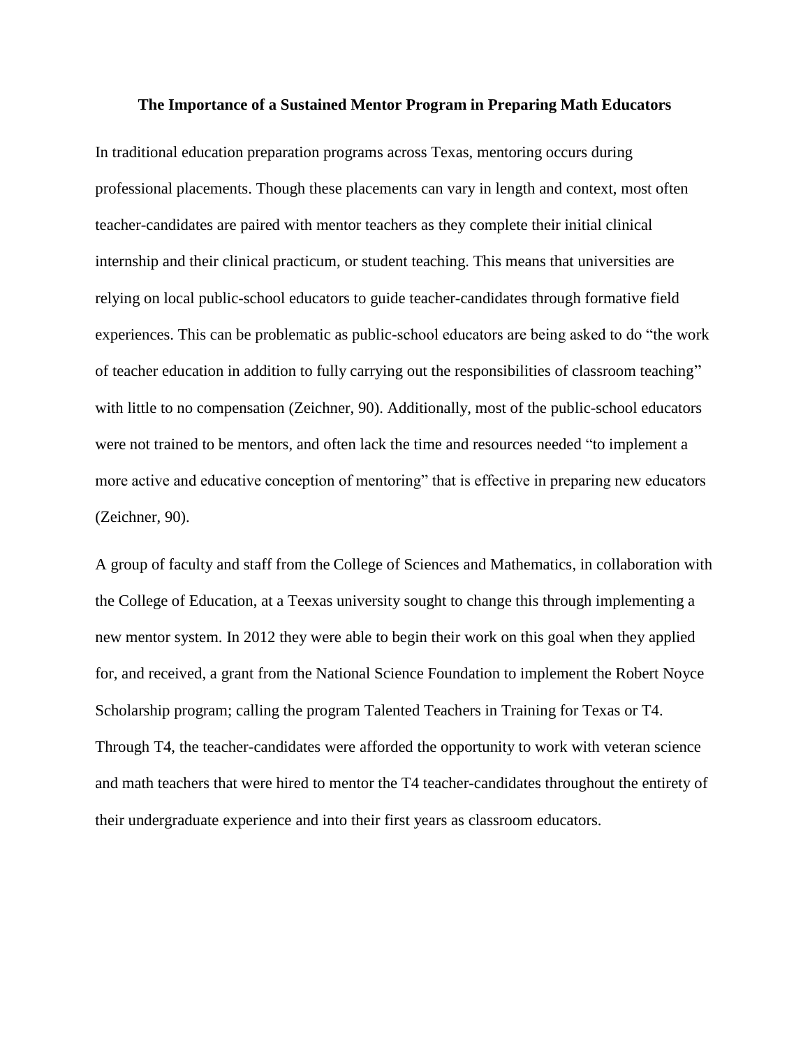# The Importance of a Sustained Mentor Program in Preparing Math Educators

In traditional education preparation programs across Texas, mentoring occurs during professional placements. Though these placements can vary in length and context, most often teacher-candidates are paired with mentor teachers as they complete their initial clinical internship and their clinical practicum, or student teaching. This means that universities are relying on local public-school educators to guide teacher-candidates through formative field experiences. This can be problematic as public-school educators are being asked to do "the work of teacher education in addition to fully carrying out the responsibilities of classroom teaching" with little to no compensation (Zeichner, 90). Additionally, most of the public-school educators were not trained to be mentors, and often lack the time and resources needed "to implement a more active and educative conception of mentoring" that is effective in preparing new educators (Zeichner, 90).

A group of faculty and staff from the College of Sciences and Mathematics, in collaboration with the College of Education, at a Teexas university sought to change this through implementing a new mentor system. In 2012 they were able to begin their work on this goal when they applied for, and received, a grant from the National Science Foundation to implement the Robert Noyce Scholarship program; calling the program Talented Teachers in Training for Texas or T4. Through T4, the teacher-candidates were afforded the opportunity to work with veteran science and math teachers that were hired to mentor the T4 teacher-candidates throughout the entirety of their undergraduate experience and into their first years as classroom educators.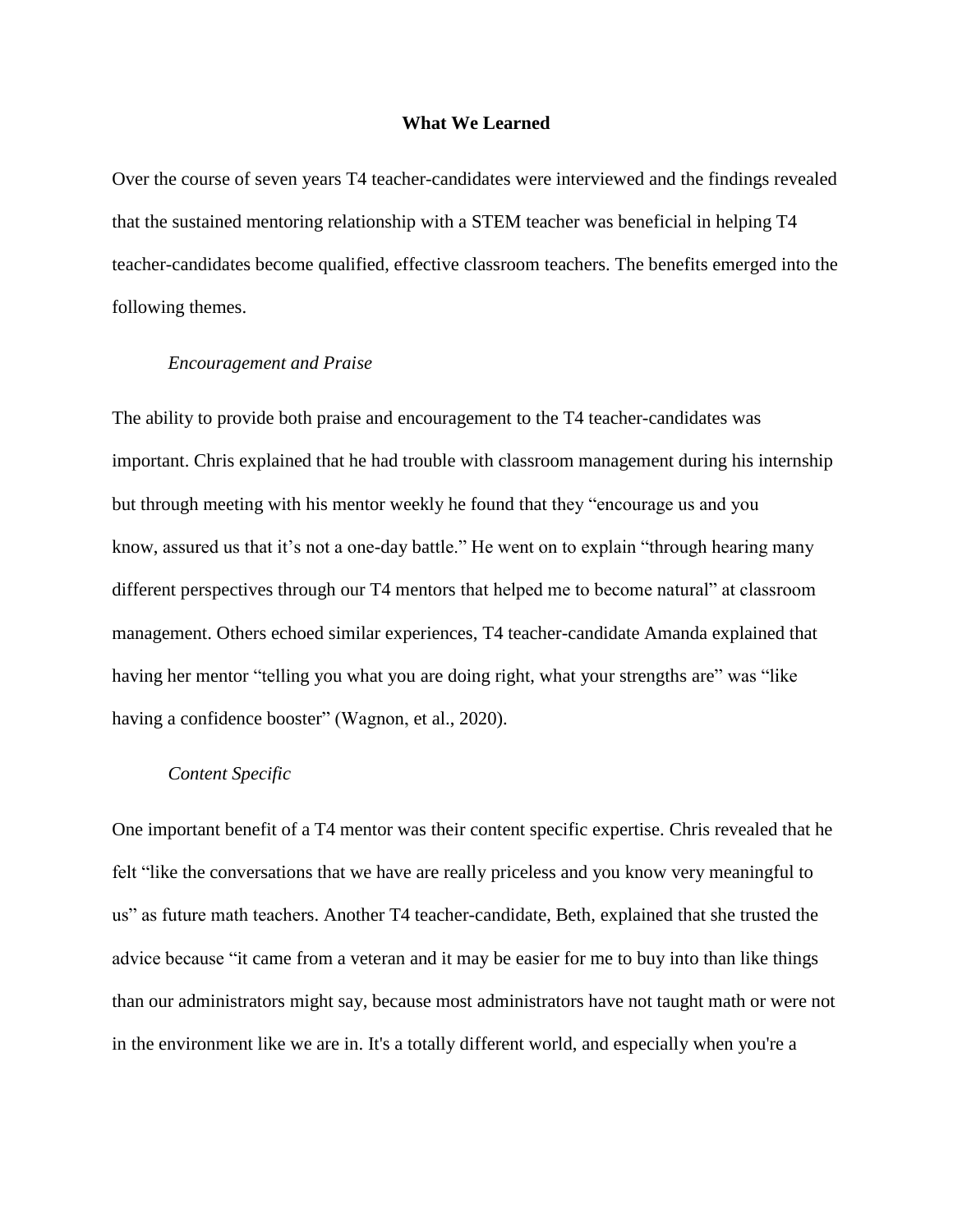## What We Learned

Over the course of seven years T4 teacher-candidates were interviewed and the findings revealed that the sustained mentoring relationship with a STEM teacher was beneficial in helping T4 teacher-candidates become qualified, effective classroom teachers. The benefits emerged into the following themes.

### *Encouragement and Praise*

The ability to provide both praise and encouragement to the T4 teacher-candidates was important. Chris explained that he had trouble with classroom management during his internship but through meeting with his mentor weekly he found that they "encourage us and you know, assured us that it's not a one-day battle." He went on to explain "through hearing many different perspectives through our T4 mentors that helped me to become natural" at classroom management. Others echoed similar experiences, T4 teacher-candidate Amanda explained that having her mentor "telling you what you are doing right, what your strengths are" was "like having a confidence booster" (Wagnon, et al., 2020).

### *Content Specific*

One important benefit of a T4 mentor was their content specific expertise. Chris revealed that he felt "like the conversations that we have are really priceless and you know very meaningful to us" as future math teachers. Another T4 teacher-candidate, Beth, explained that she trusted the advice because "it came from a veteran and it may be easier for me to buy into than like things than our administrators might say, because most administrators have not taught math or were not in the environment like we are in. It's a totally different world, and especially when you're a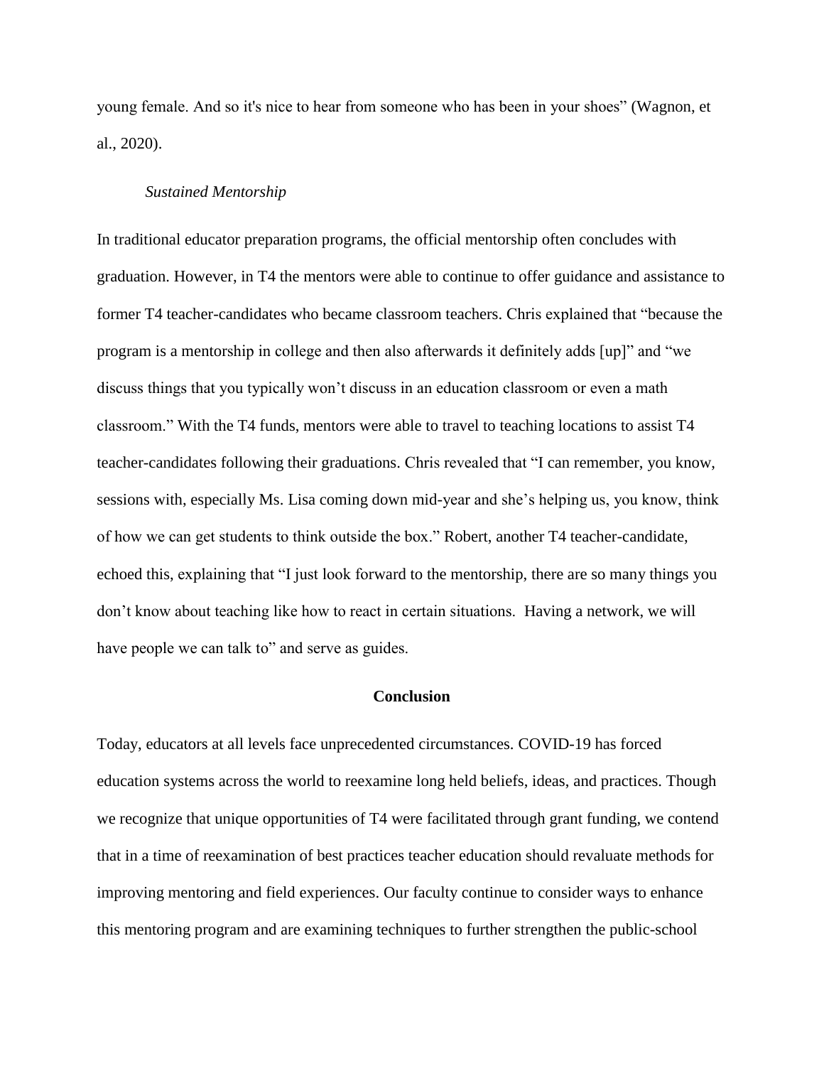young female. And so it's nice to hear from someone who has been in your shoes" (Wagnon, et al., 2020).

*Sustained Mentorship*

In traditional educator preparation programs, the official mentorship often concludes with graduation. However, in T4 the mentors were able to continue to offer guidance and assistance to former T4 teacher-candidates who became classroom teachers. Chris explained that "because the program is a mentorship in college and then also afterwards it definitely adds [up]" and "we discuss things that you typically won't discuss in an education classroom or even a math classroom." With the T4 funds, mentors were able to travel to teaching locations to assist T4 teacher-candidates following their graduations. Chris revealed that "I can remember, you know, sessions with, especially Ms. Lisa coming down mid-year and she's helping us, you know, think of how we can get students to think outside the box." Robert, another T4 teacher-candidate, echoed this, explaining that "I just look forward to the mentorship, there are so many things you don't know about teaching like how to react in certain situations. Having a network, we will have people we can talk to" and serve as guides.

## Conclusion

Today, educators at all levels face unprecedented circumstances. COVID-19 has forced education systems across the world to reexamine long held beliefs, ideas, and practices. Though we recognize that unique opportunities of T4 were facilitated through grant funding, we contend that in a time of reexamination of best practices teacher education should revaluate methods for improving mentoring and field experiences. Our faculty continue to consider ways to enhance this mentoring program and are examining techniques to further strengthen the public-school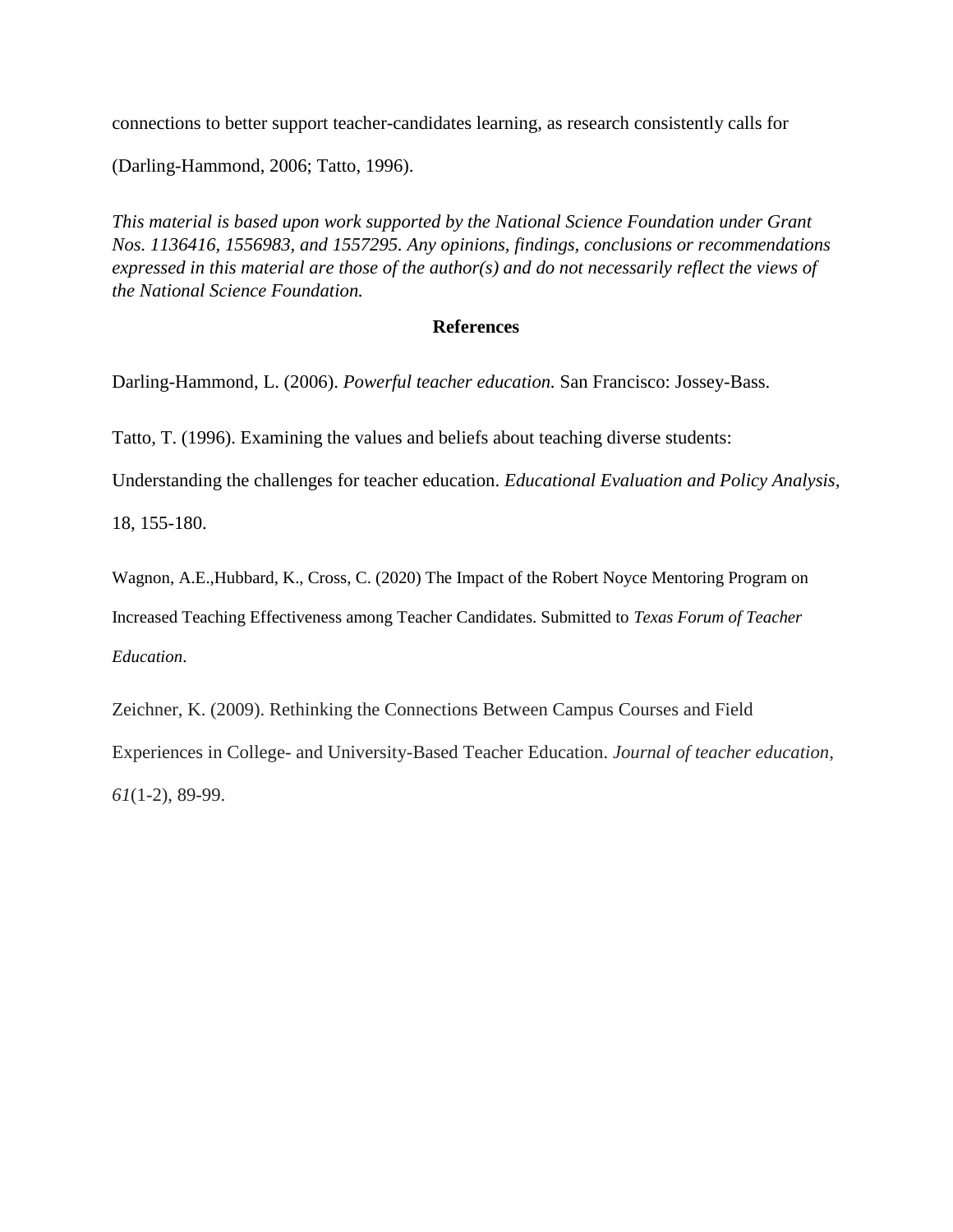connections to better support teacher-candidates learning, as research consistently calls for (Darling-Hammond, 2006; Tatto, 1996).

*This material is based upon work supported by the National Science Foundation under Grant Nos. 1136416, 1556983, and 1557295. Any opinions, findings, conclusions or recommendations expressed in this material are those of the author(s) and do not necessarily reflect the views of the National Science Foundation.*

## References

Darling-Hammond, L. (2006). *Powerful teacher education.* San Francisco: Jossey-Bass.

Tatto, T. (1996). Examining the values and beliefs about teaching diverse students: Understanding the challenges for teacher education. *Educational Evaluation and Policy Analysis*, 18, 155-180.

Wagnon, A.E.,Hubbard, K., Cross, C. (2020) The Impact of the Robert Noyce Mentoring Program on Increased Teaching Effectiveness among Teacher Candidates. Submitted to *Texas Forum of Teacher Education*.

Zeichner, K. (2009). Rethinking the Connections Between Campus Courses and Field Experiences in College- and University-Based Teacher Education. *Journal of teacher education*, *61*(1-2), 89-99.